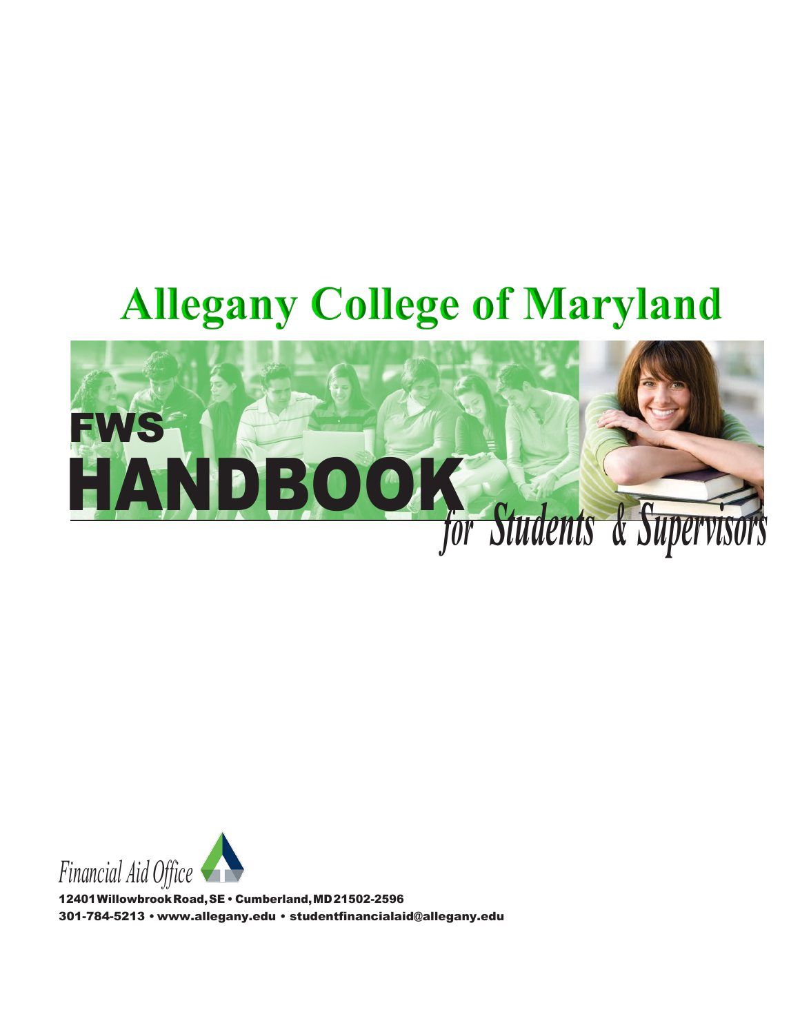# Allegany College of Maryland

# FWS HANDBOOK

*for Students & Supervisors*

Financial Aid Office

12401 Willowbrook Road, SE • Cumberland, MD 21502-2596

301-784-5213 • www.allegany.edu • studentfinancialaid@allegany.edu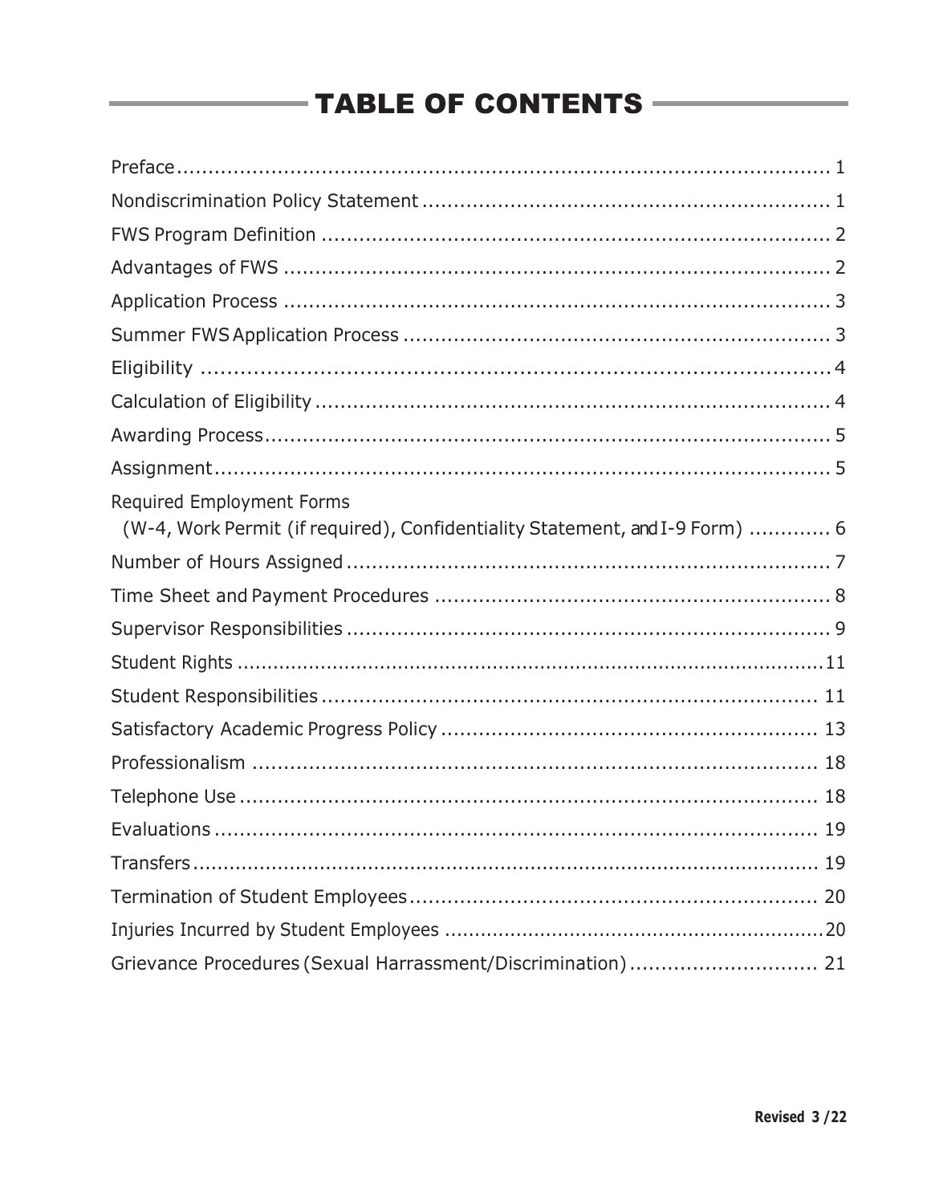# TABLE OF CONTENTS

| Section | Page |
|---|---|
| Preface | 1 |
| Nondiscrimination Policy Statement | 1 |
| FWS Program Definition | 2 |
| Advantages of FWS | 2 |
| Application Process | 3 |
| Summer FWS Application Process | 3 |
| Eligibility | 4 |
| Calculation of Eligibility | 4 |
| Awarding Process | 5 |
| Assignment | 5 |
| Required Employment Forms (W-4, Work Permit (if required), Confidentiality Statement, and I-9 Form) | 6 |
| Number of Hours Assigned | 7 |
| Time Sheet and Payment Procedures | 8 |
| Supervisor Responsibilities | 9 |
| Student Rights | 11 |
| Student Responsibilities | 11 |
| Satisfactory Academic Progress Policy | 13 |
| Professionalism | 18 |
| Telephone Use | 18 |
| Evaluations | 19 |
| Transfers | 19 |
| Termination of Student Employees | 20 |
| Injuries Incurred by Student Employees | 20 |
| Grievance Procedures (Sexual Harrassment/Discrimination) | 21 |

**Revised 3 /22**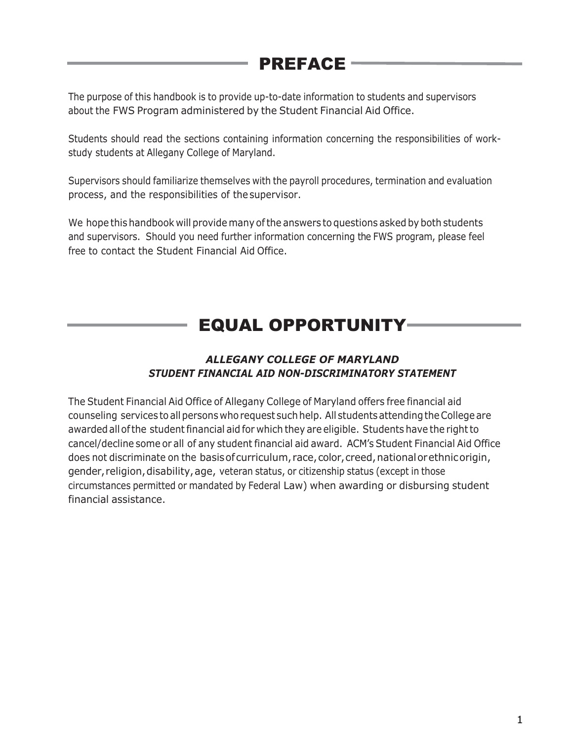## PREFACE

The purpose of this handbook is to provide up-to-date information to students and supervisors about the FWS Program administered by the Student Financial Aid Office.

Students should read the sections containing information concerning the responsibilities of work-study students at Allegany College of Maryland.

Supervisors should familiarize themselves with the payroll procedures, termination and evaluation process, and the responsibilities of the supervisor.

We hope this handbook will provide many of the answers to questions asked by both students and supervisors. Should you need further information concerning the FWS program, please feel free to contact the Student Financial Aid Office.

## EQUAL OPPORTUNITY

### *ALLEGANY COLLEGE OF MARYLAND STUDENT FINANCIAL AID NON-DISCRIMINATORY STATEMENT*

The Student Financial Aid Office of Allegany College of Maryland offers free financial aid counseling services to all persons who request such help. All students attending the College are awarded all of the student financial aid for which they are eligible. Students have the right to cancel/decline some or all of any student financial aid award. ACM's Student Financial Aid Office does not discriminate on the basis of curriculum, race, color, creed, national or ethnic origin, gender, religion, disability, age, veteran status, or citizenship status (except in those circumstances permitted or mandated by Federal Law) when awarding or disbursing student financial assistance.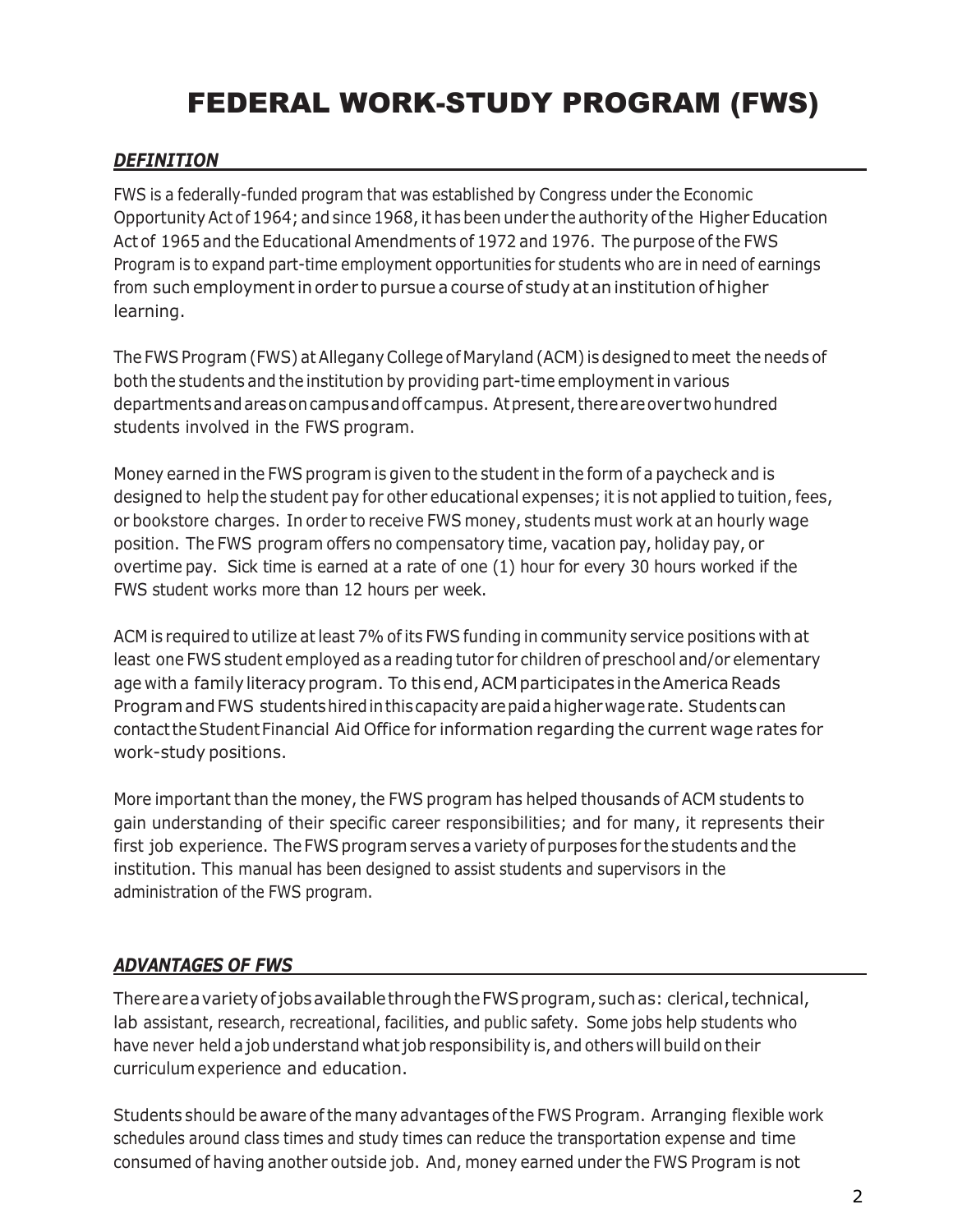# FEDERAL WORK-STUDY PROGRAM (FWS)

## *DEFINITION*

FWS is a federally-funded program that was established by Congress under the Economic Opportunity Act of 1964; and since 1968, it has been under the authority of the Higher Education Act of 1965 and the Educational Amendments of 1972 and 1976. The purpose of the FWS Program is to expand part-time employment opportunities for students who are in need of earnings from such employment in order to pursue a course of study at an institution of higher learning.

The FWS Program (FWS) at Allegany College of Maryland (ACM) is designed to meet the needs of both the students and the institution by providing part-time employment in various departments and areas on campus and off campus. At present, there are over two hundred students involved in the FWS program.

Money earned in the FWS program is given to the student in the form of a paycheck and is designed to help the student pay for other educational expenses; it is not applied to tuition, fees, or bookstore charges. In order to receive FWS money, students must work at an hourly wage position. The FWS program offers no compensatory time, vacation pay, holiday pay, or overtime pay. Sick time is earned at a rate of one (1) hour for every 30 hours worked if the FWS student works more than 12 hours per week.

ACM is required to utilize at least 7% of its FWS funding in community service positions with at least one FWS student employed as a reading tutor for children of preschool and/or elementary age with a family literacy program. To this end, ACM participates in the America Reads Program and FWS students hired in this capacity are paid a higher wage rate. Students can contact the Student Financial Aid Office for information regarding the current wage rates for work-study positions.

More important than the money, the FWS program has helped thousands of ACM students to gain understanding of their specific career responsibilities; and for many, it represents their first job experience. The FWS program serves a variety of purposes for the students and the institution. This manual has been designed to assist students and supervisors in the administration of the FWS program.

## *ADVANTAGES OF FWS*

There are a variety of jobs available through the FWS program, such as: clerical, technical, lab assistant, research, recreational, facilities, and public safety. Some jobs help students who have never held a job understand what job responsibility is, and others will build on their curriculum experience and education.

Students should be aware of the many advantages of the FWS Program. Arranging flexible work schedules around class times and study times can reduce the transportation expense and time consumed of having another outside job. And, money earned under the FWS Program is not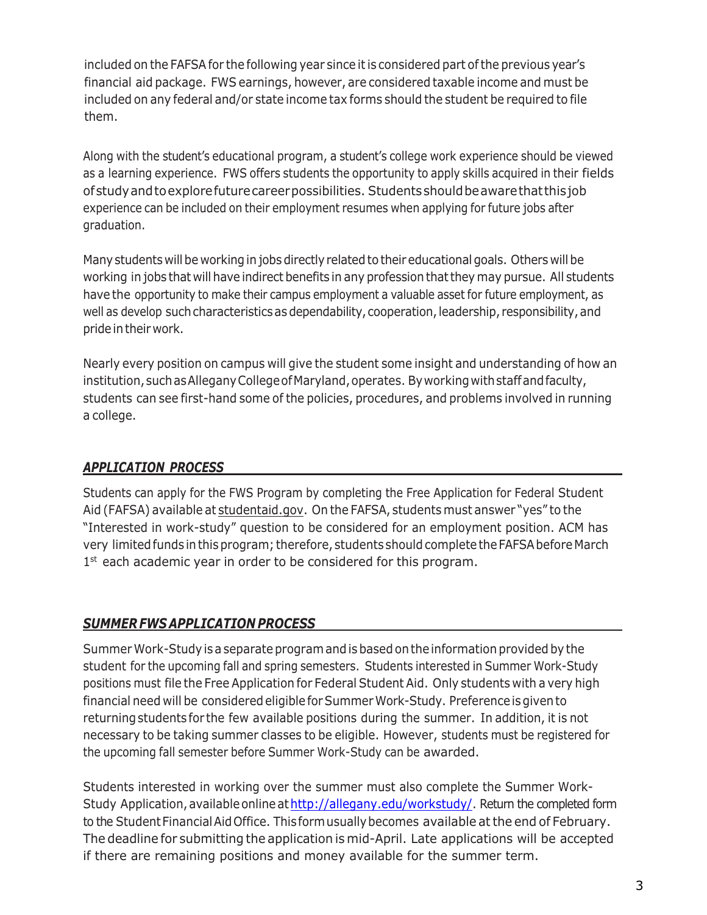included on the FAFSA for the following year since it is considered part of the previous year's financial aid package. FWS earnings, however, are considered taxable income and must be included on any federal and/or state income tax forms should the student be required to file them.

Along with the student's educational program, a student's college work experience should be viewed as a learning experience. FWS offers students the opportunity to apply skills acquired in their fields of study and to explore future career possibilities. Students should be aware that this job experience can be included on their employment resumes when applying for future jobs after graduation.

Many students will be working in jobs directly related to their educational goals. Others will be working in jobs that will have indirect benefits in any profession that they may pursue. All students have the opportunity to make their campus employment a valuable asset for future employment, as well as develop such characteristics as dependability, cooperation, leadership, responsibility, and pride in their work.

Nearly every position on campus will give the student some insight and understanding of how an institution, such as Allegany College of Maryland, operates. By working with staff and faculty, students can see first-hand some of the policies, procedures, and problems involved in running a college.

## *APPLICATION PROCESS*

Students can apply for the FWS Program by completing the Free Application for Federal Student Aid (FAFSA) available at studentaid.gov. On the FAFSA, students must answer "yes" to the "Interested in work-study" question to be considered for an employment position. ACM has very limited funds in this program; therefore, students should complete the FAFSA before March 1st each academic year in order to be considered for this program.

## *SUMMER FWS APPLICATION PROCESS*

Summer Work-Study is a separate program and is based on the information provided by the student for the upcoming fall and spring semesters. Students interested in Summer Work-Study positions must file the Free Application for Federal Student Aid. Only students with a very high financial need will be considered eligible for Summer Work-Study. Preference is given to returning students for the few available positions during the summer. In addition, it is not necessary to be taking summer classes to be eligible. However, students must be registered for the upcoming fall semester before Summer Work-Study can be awarded.

Students interested in working over the summer must also complete the Summer Work-Study Application, available online at http://allegany.edu/workstudy/. Return the completed form to the Student Financial Aid Office. This form usually becomes available at the end of February. The deadline for submitting the application is mid-April. Late applications will be accepted if there are remaining positions and money available for the summer term.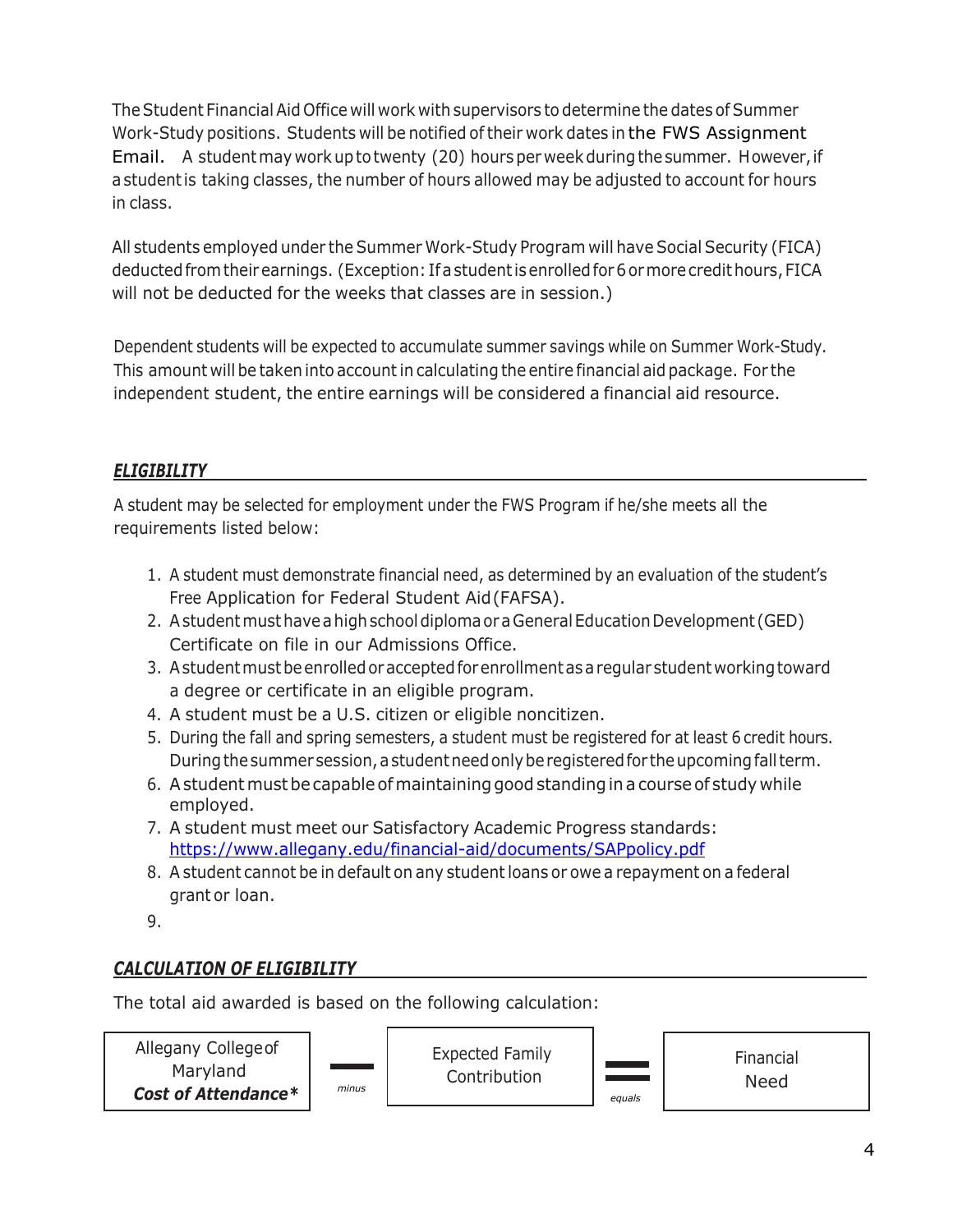The Student Financial Aid Office will work with supervisors to determine the dates of Summer Work-Study positions. Students will be notified of their work dates in the FWS Assignment Email. A student may work up to twenty (20) hours per week during the summer. However, if a student is taking classes, the number of hours allowed may be adjusted to account for hours in class.

All students employed under the Summer Work-Study Program will have Social Security (FICA) deducted from their earnings. (Exception: If a student is enrolled for 6 or more credit hours, FICA will not be deducted for the weeks that classes are in session.)

Dependent students will be expected to accumulate summer savings while on Summer Work-Study. This amount will be taken into account in calculating the entire financial aid package. For the independent student, the entire earnings will be considered a financial aid resource.

## *ELIGIBILITY*

A student may be selected for employment under the FWS Program if he/she meets all the requirements listed below:

1. A student must demonstrate financial need, as determined by an evaluation of the student's Free Application for Federal Student Aid (FAFSA).
2. A student must have a high school diploma or a General Education Development (GED) Certificate on file in our Admissions Office.
3. A student must be enrolled or accepted for enrollment as a regular student working toward a degree or certificate in an eligible program.
4. A student must be a U.S. citizen or eligible noncitizen.
5. During the fall and spring semesters, a student must be registered for at least 6 credit hours. During the summer session, a student need only be registered for the upcoming fall term.
6. A student must be capable of maintaining good standing in a course of study while employed.
7. A student must meet our Satisfactory Academic Progress standards: https://www.allegany.edu/financial-aid/documents/SAPpolicy.pdf
8. A student cannot be in default on any student loans or owe a repayment on a federal grant or loan.
9.

## *CALCULATION OF ELIGIBILITY*

The total aid awarded is based on the following calculation:

| Allegany College of Maryland ***Cost of Attendance**** | *minus* | Expected Family Contribution | *equals* | Financial Need |
|---|---|---|---|---|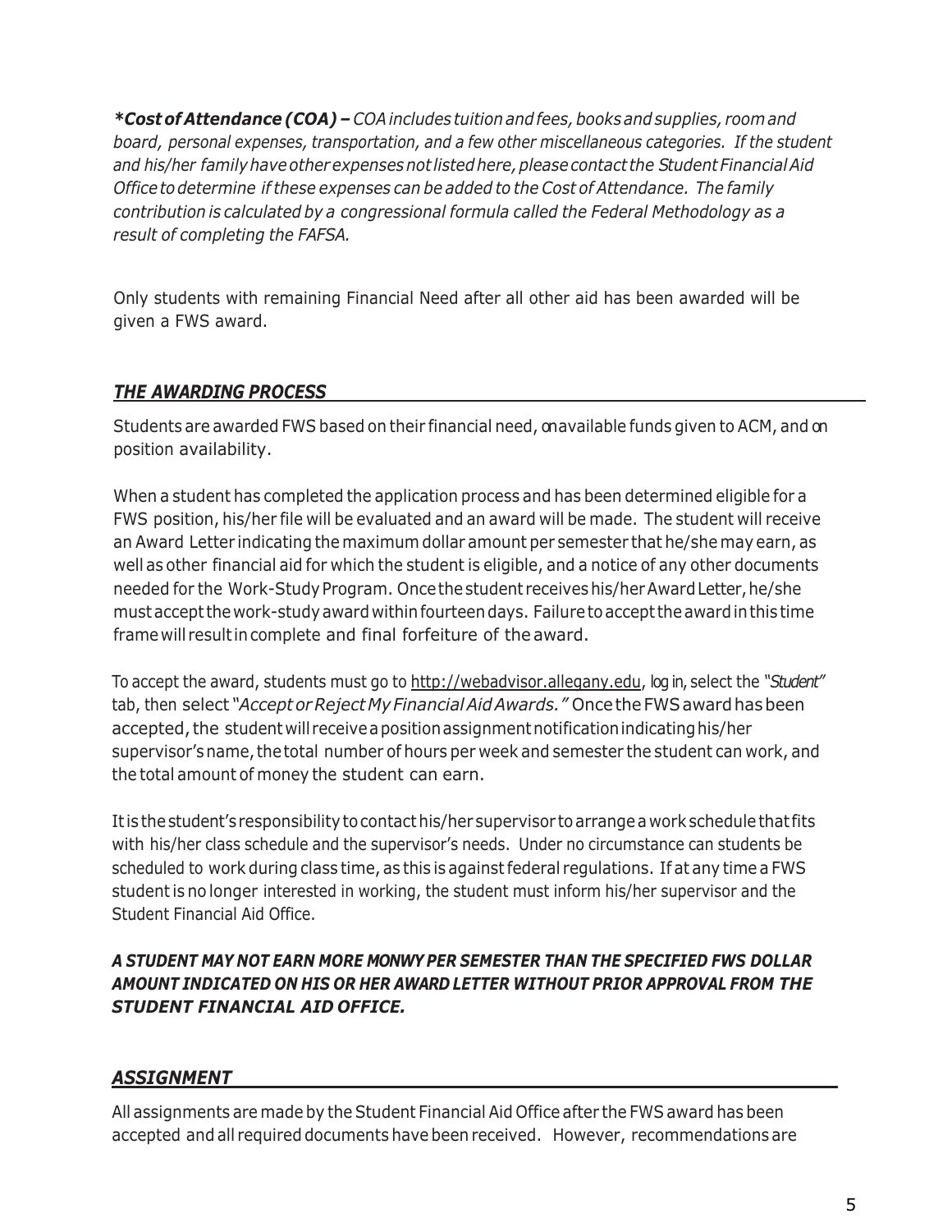***Cost of Attendance (COA) –** COA includes tuition and fees, books and supplies, room and board, personal expenses, transportation, and a few other miscellaneous categories. If the student and his/her family have other expenses not listed here, please contact the Student Financial Aid Office to determine if these expenses can be added to the Cost of Attendance. The family contribution is calculated by a congressional formula called the Federal Methodology as a result of completing the FAFSA.*

Only students with remaining Financial Need after all other aid has been awarded will be given a FWS award.

## *THE AWARDING PROCESS*

Students are awarded FWS based on their financial need, on available funds given to ACM, and on position availability.

When a student has completed the application process and has been determined eligible for a FWS position, his/her file will be evaluated and an award will be made. The student will receive an Award Letter indicating the maximum dollar amount per semester that he/she may earn, as well as other financial aid for which the student is eligible, and a notice of any other documents needed for the Work-Study Program. Once the student receives his/her Award Letter, he/she must accept the work-study award within fourteen days. Failure to accept the award in this time frame will result in complete and final forfeiture of the award.

To accept the award, students must go to http://webadvisor.allegany.edu, log in, select the "*Student*" tab, then select "*Accept or Reject My Financial Aid Awards.*" Once the FWS award has been accepted, the student will receive a position assignment notification indicating his/her supervisor's name, the total number of hours per week and semester the student can work, and the total amount of money the student can earn.

It is the student's responsibility to contact his/her supervisor to arrange a work schedule that fits with his/her class schedule and the supervisor's needs. Under no circumstance can students be scheduled to work during class time, as this is against federal regulations. If at any time a FWS student is no longer interested in working, the student must inform his/her supervisor and the Student Financial Aid Office.

***A STUDENT MAY NOT EARN MORE MONWY PER SEMESTER THAN THE SPECIFIED FWS DOLLAR AMOUNT INDICATED ON HIS OR HER AWARD LETTER WITHOUT PRIOR APPROVAL FROM THE STUDENT FINANCIAL AID OFFICE.***

## *ASSIGNMENT*

All assignments are made by the Student Financial Aid Office after the FWS award has been accepted and all required documents have been received. However, recommendations are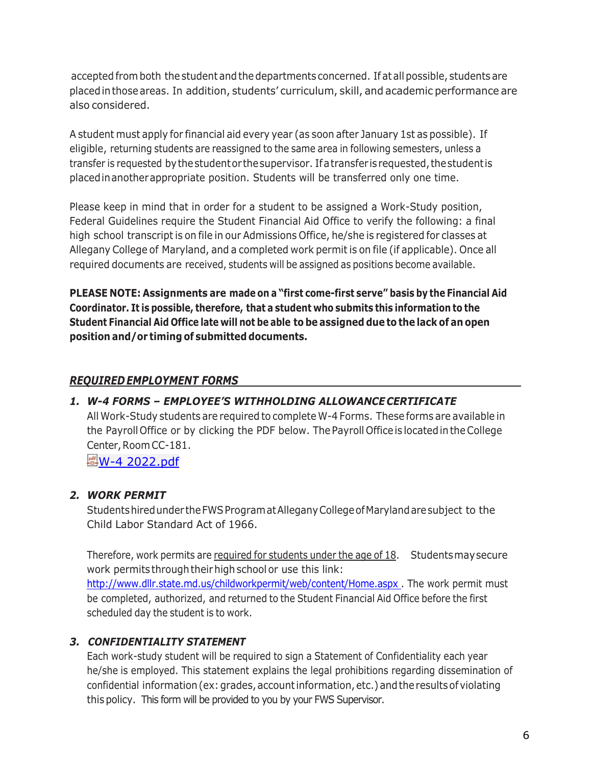accepted from both the student and the departments concerned. If at all possible, students are placed in those areas. In addition, students' curriculum, skill, and academic performance are also considered.

A student must apply for financial aid every year (as soon after January 1st as possible). If eligible, returning students are reassigned to the same area in following semesters, unless a transfer is requested by the student or the supervisor. If a transfer is requested, the student is placed in another appropriate position. Students will be transferred only one time.

Please keep in mind that in order for a student to be assigned a Work-Study position, Federal Guidelines require the Student Financial Aid Office to verify the following: a final high school transcript is on file in our Admissions Office, he/she is registered for classes at Allegany College of Maryland, and a completed work permit is on file (if applicable). Once all required documents are received, students will be assigned as positions become available.

**PLEASE NOTE: Assignments are made on a "first come-first serve" basis by the Financial Aid Coordinator. It is possible, therefore, that a student who submits this information to the Student Financial Aid Office late will not be able to be assigned due to the lack of an open position and/or timing of submitted documents.**

## *REQUIRED EMPLOYMENT FORMS*

1. ***W-4 FORMS – EMPLOYEE'S WITHHOLDING ALLOWANCE CERTIFICATE***
   All Work-Study students are required to complete W-4 Forms. These forms are available in the Payroll Office or by clicking the PDF below. The Payroll Office is located in the College Center, Room CC-181.
   W-4 2022.pdf

2. ***WORK PERMIT***
   Students hired under the FWS Program at Allegany College of Maryland are subject to the Child Labor Standard Act of 1966.

   Therefore, work permits are required for students under the age of 18. Students may secure work permits through their high school or use this link: http://www.dllr.state.md.us/childworkpermit/web/content/Home.aspx . The work permit must be completed, authorized, and returned to the Student Financial Aid Office before the first scheduled day the student is to work.

3. ***CONFIDENTIALITY STATEMENT***
   Each work-study student will be required to sign a Statement of Confidentiality each year he/she is employed. This statement explains the legal prohibitions regarding dissemination of confidential information (ex: grades, account information, etc.) and the results of violating this policy. This form will be provided to you by your FWS Supervisor.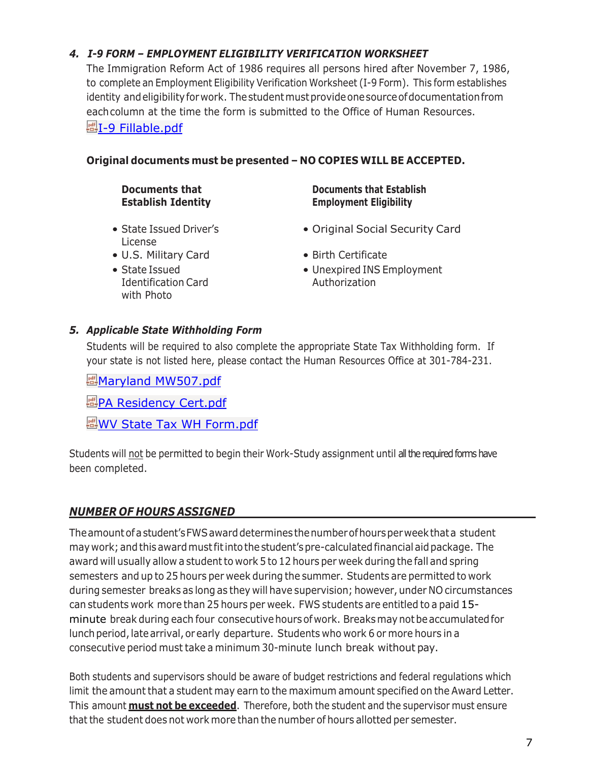### 4. *I-9 FORM – EMPLOYMENT ELIGIBILITY VERIFICATION WORKSHEET*

The Immigration Reform Act of 1986 requires all persons hired after November 7, 1986, to complete an Employment Eligibility Verification Worksheet (I-9 Form). This form establishes identity and eligibility for work. The student must provide one source of documentation from each column at the time the form is submitted to the Office of Human Resources.

I-9 Fillable.pdf

**Original documents must be presented – NO COPIES WILL BE ACCEPTED.**

| Documents that Establish Identity | Documents that Establish Employment Eligibility |
|---|---|
| • State Issued Driver's License | • Original Social Security Card |
| • U.S. Military Card | • Birth Certificate |
| • State Issued Identification Card with Photo | • Unexpired INS Employment Authorization |

### 5. *Applicable State Withholding Form*

Students will be required to also complete the appropriate State Tax Withholding form. If your state is not listed here, please contact the Human Resources Office at 301-784-231.

Maryland MW507.pdf

PA Residency Cert.pdf

WV State Tax WH Form.pdf

Students will not be permitted to begin their Work-Study assignment until all the required forms have been completed.

## *NUMBER OF HOURS ASSIGNED*

The amount of a student's FWS award determines the number of hours per week that a student may work; and this award must fit into the student's pre-calculated financial aid package. The award will usually allow a student to work 5 to 12 hours per week during the fall and spring semesters and up to 25 hours per week during the summer. Students are permitted to work during semester breaks as long as they will have supervision; however, under NO circumstances can students work more than 25 hours per week. FWS students are entitled to a paid 15-minute break during each four consecutive hours of work. Breaks may not be accumulated for lunch period, late arrival, or early departure. Students who work 6 or more hours in a consecutive period must take a minimum 30-minute lunch break without pay.

Both students and supervisors should be aware of budget restrictions and federal regulations which limit the amount that a student may earn to the maximum amount specified on the Award Letter. This amount **must not be exceeded**. Therefore, both the student and the supervisor must ensure that the student does not work more than the number of hours allotted per semester.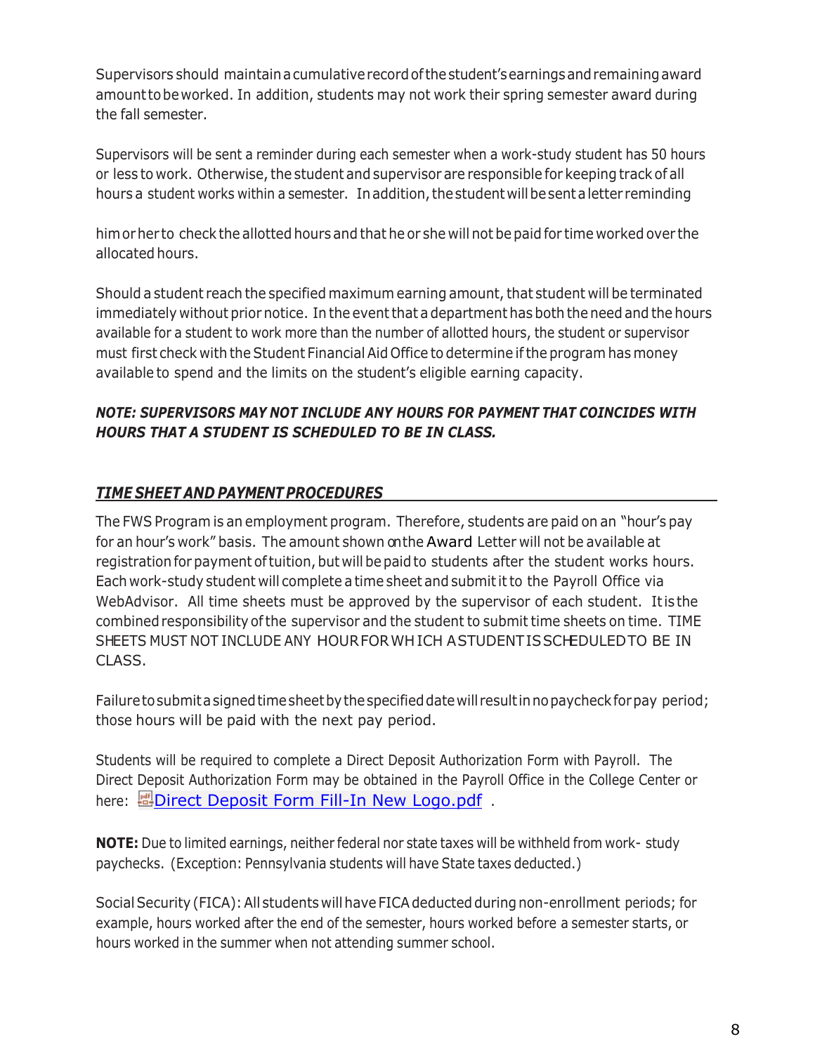Supervisors should maintain a cumulative record of the student's earnings and remaining award amount to be worked. In addition, students may not work their spring semester award during the fall semester.

Supervisors will be sent a reminder during each semester when a work-study student has 50 hours or less to work. Otherwise, the student and supervisor are responsible for keeping track of all hours a student works within a semester. In addition, the student will be sent a letter reminding

him or her to check the allotted hours and that he or she will not be paid for time worked over the allocated hours.

Should a student reach the specified maximum earning amount, that student will be terminated immediately without prior notice. In the event that a department has both the need and the hours available for a student to work more than the number of allotted hours, the student or supervisor must first check with the Student Financial Aid Office to determine if the program has money available to spend and the limits on the student's eligible earning capacity.

***NOTE: SUPERVISORS MAY NOT INCLUDE ANY HOURS FOR PAYMENT THAT COINCIDES WITH HOURS THAT A STUDENT IS SCHEDULED TO BE IN CLASS.***

## ***TIME SHEET AND PAYMENT PROCEDURES***

The FWS Program is an employment program. Therefore, students are paid on an "hour's pay for an hour's work" basis. The amount shown on the Award Letter will not be available at registration for payment of tuition, but will be paid to students after the student works hours. Each work-study student will complete a time sheet and submit it to the Payroll Office via WebAdvisor. All time sheets must be approved by the supervisor of each student. It is the combined responsibility of the supervisor and the student to submit time sheets on time. TIME SHEETS MUST NOT INCLUDE ANY HOUR FOR WHICH A STUDENT IS SCHEDULED TO BE IN CLASS.

Failure to submit a signed time sheet by the specified date will result in no paycheck for pay period; those hours will be paid with the next pay period.

Students will be required to complete a Direct Deposit Authorization Form with Payroll. The Direct Deposit Authorization Form may be obtained in the Payroll Office in the College Center or here: Direct Deposit Form Fill-In New Logo.pdf .

**NOTE:** Due to limited earnings, neither federal nor state taxes will be withheld from work- study paychecks. (Exception: Pennsylvania students will have State taxes deducted.)

Social Security (FICA): All students will have FICA deducted during non-enrollment periods; for example, hours worked after the end of the semester, hours worked before a semester starts, or hours worked in the summer when not attending summer school.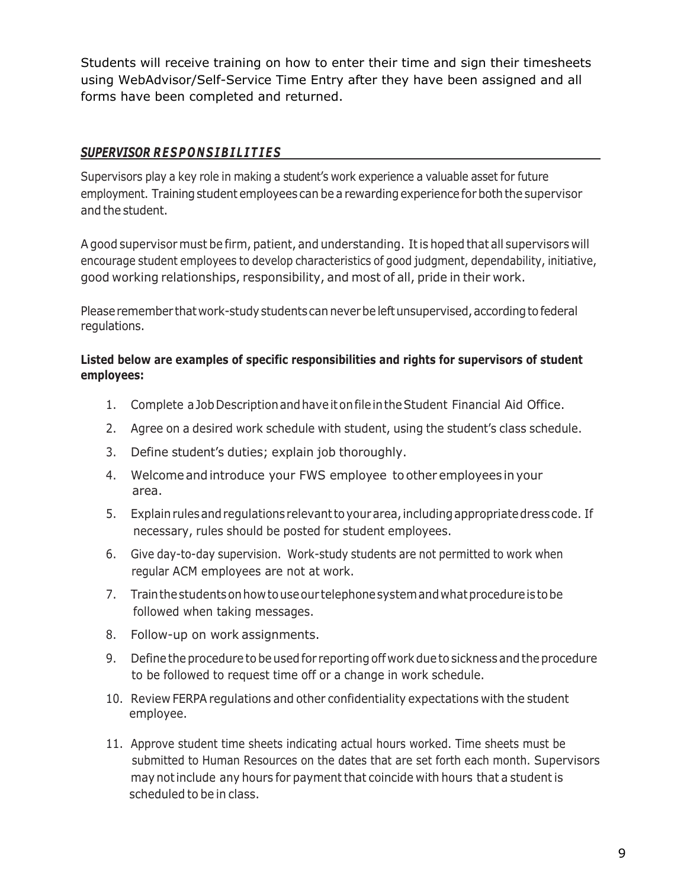Students will receive training on how to enter their time and sign their timesheets using WebAdvisor/Self-Service Time Entry after they have been assigned and all forms have been completed and returned.

## *SUPERVISOR RESPONSIBILITIES*

Supervisors play a key role in making a student's work experience a valuable asset for future employment. Training student employees can be a rewarding experience for both the supervisor and the student.

A good supervisor must be firm, patient, and understanding. It is hoped that all supervisors will encourage student employees to develop characteristics of good judgment, dependability, initiative, good working relationships, responsibility, and most of all, pride in their work.

Please remember that work-study students can never be left unsupervised, according to federal regulations.

**Listed below are examples of specific responsibilities and rights for supervisors of student employees:**

1. Complete a Job Description and have it on file in the Student Financial Aid Office.
2. Agree on a desired work schedule with student, using the student's class schedule.
3. Define student's duties; explain job thoroughly.
4. Welcome and introduce your FWS employee to other employees in your area.
5. Explain rules and regulations relevant to your area, including appropriate dress code. If necessary, rules should be posted for student employees.
6. Give day-to-day supervision. Work-study students are not permitted to work when regular ACM employees are not at work.
7. Train the students on how to use our telephone system and what procedure is to be followed when taking messages.
8. Follow-up on work assignments.
9. Define the procedure to be used for reporting off work due to sickness and the procedure to be followed to request time off or a change in work schedule.
10. Review FERPA regulations and other confidentiality expectations with the student employee.
11. Approve student time sheets indicating actual hours worked. Time sheets must be submitted to Human Resources on the dates that are set forth each month. Supervisors may not include any hours for payment that coincide with hours that a student is scheduled to be in class.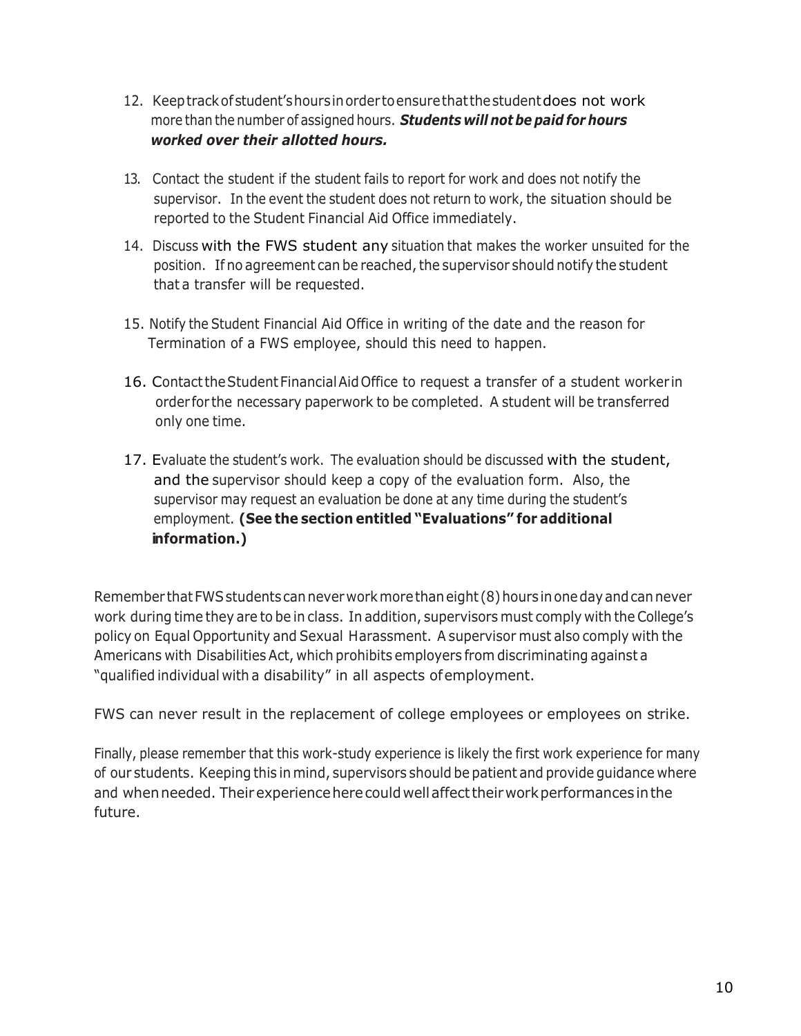12. Keep track of student's hours in order to ensure that the student does not work more than the number of assigned hours. ***Students will not be paid for hours worked over their allotted hours.***

13. Contact the student if the student fails to report for work and does not notify the supervisor. In the event the student does not return to work, the situation should be reported to the Student Financial Aid Office immediately.

14. Discuss with the FWS student any situation that makes the worker unsuited for the position. If no agreement can be reached, the supervisor should notify the student that a transfer will be requested.

15. Notify the Student Financial Aid Office in writing of the date and the reason for Termination of a FWS employee, should this need to happen.

16. Contact the Student Financial Aid Office to request a transfer of a student worker in order for the necessary paperwork to be completed. A student will be transferred only one time.

17. Evaluate the student's work. The evaluation should be discussed with the student, and the supervisor should keep a copy of the evaluation form. Also, the supervisor may request an evaluation be done at any time during the student's employment. **(See the section entitled "Evaluations" for additional information.)**

Remember that FWS students can never work more than eight (8) hours in one day and can never work during time they are to be in class. In addition, supervisors must comply with the College's policy on Equal Opportunity and Sexual Harassment. A supervisor must also comply with the Americans with Disabilities Act, which prohibits employers from discriminating against a "qualified individual with a disability" in all aspects of employment.

FWS can never result in the replacement of college employees or employees on strike.

Finally, please remember that this work-study experience is likely the first work experience for many of our students. Keeping this in mind, supervisors should be patient and provide guidance where and when needed. Their experience here could well affect their work performances in the future.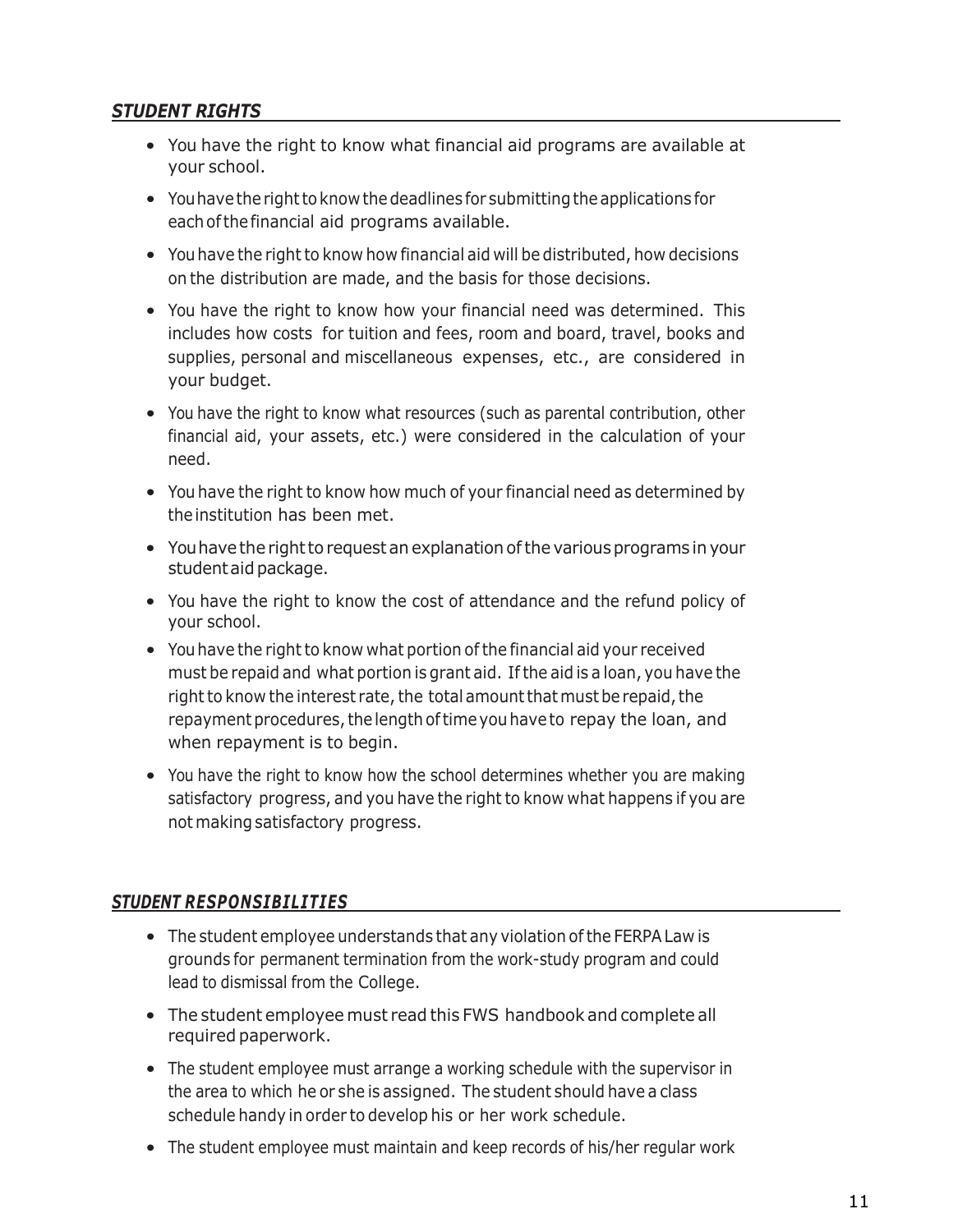## ***STUDENT RIGHTS***

- You have the right to know what financial aid programs are available at your school.
- You have the right to know the deadlines for submitting the applications for each of the financial aid programs available.
- You have the right to know how financial aid will be distributed, how decisions on the distribution are made, and the basis for those decisions.
- You have the right to know how your financial need was determined. This includes how costs for tuition and fees, room and board, travel, books and supplies, personal and miscellaneous expenses, etc., are considered in your budget.
- You have the right to know what resources (such as parental contribution, other financial aid, your assets, etc.) were considered in the calculation of your need.
- You have the right to know how much of your financial need as determined by the institution has been met.
- You have the right to request an explanation of the various programs in your student aid package.
- You have the right to know the cost of attendance and the refund policy of your school.
- You have the right to know what portion of the financial aid your received must be repaid and what portion is grant aid. If the aid is a loan, you have the right to know the interest rate, the total amount that must be repaid, the repayment procedures, the length of time you have to repay the loan, and when repayment is to begin.
- You have the right to know how the school determines whether you are making satisfactory progress, and you have the right to know what happens if you are not making satisfactory progress.

## ***STUDENT RESPONSIBILITIES***

- The student employee understands that any violation of the FERPA Law is grounds for permanent termination from the work-study program and could lead to dismissal from the College.
- The student employee must read this FWS handbook and complete all required paperwork.
- The student employee must arrange a working schedule with the supervisor in the area to which he or she is assigned. The student should have a class schedule handy in order to develop his or her work schedule.
- The student employee must maintain and keep records of his/her regular work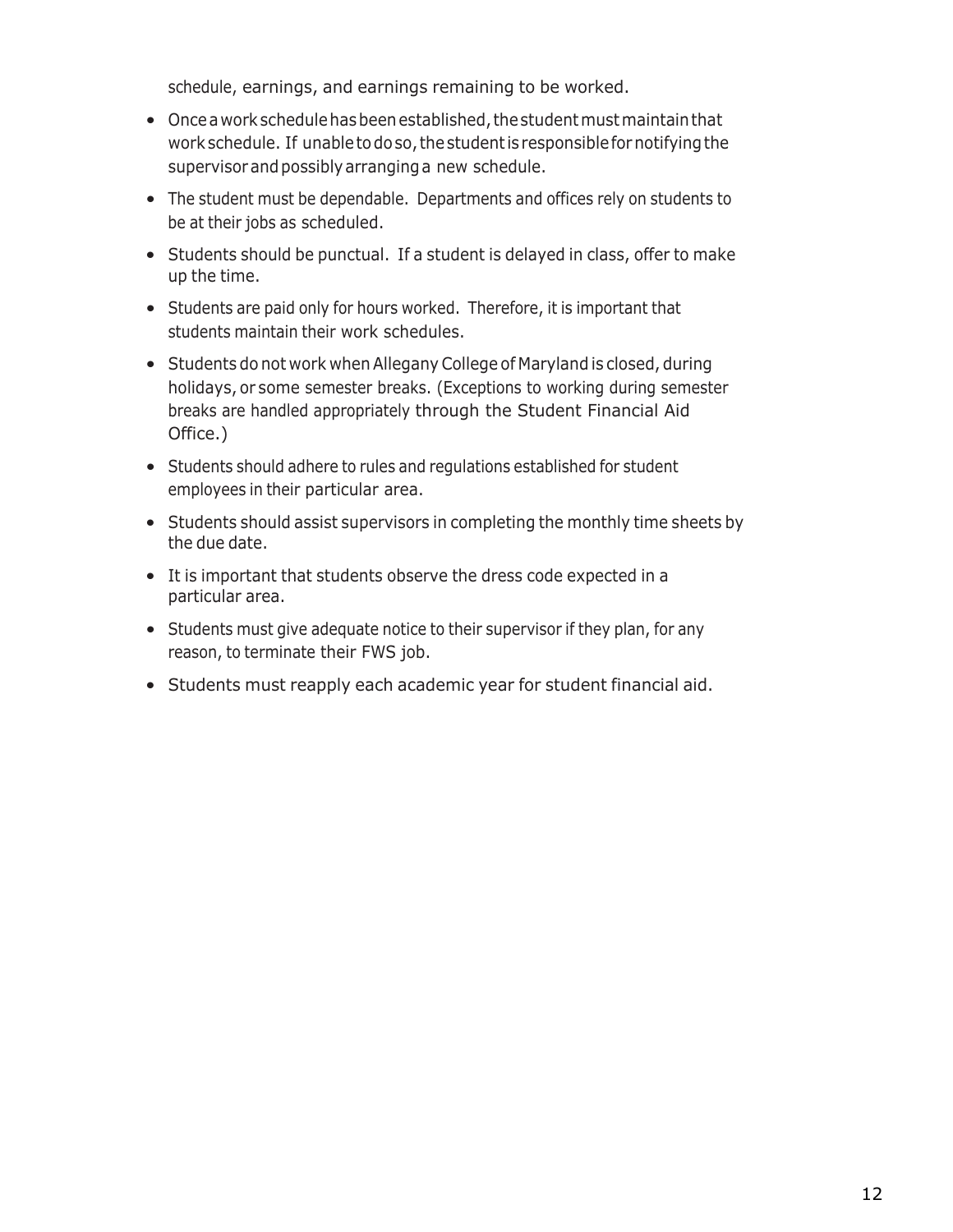schedule, earnings, and earnings remaining to be worked.

- Once a work schedule has been established, the student must maintain that work schedule. If unable to do so, the student is responsible for notifying the supervisor and possibly arranging a new schedule.
- The student must be dependable. Departments and offices rely on students to be at their jobs as scheduled.
- Students should be punctual. If a student is delayed in class, offer to make up the time.
- Students are paid only for hours worked. Therefore, it is important that students maintain their work schedules.
- Students do not work when Allegany College of Maryland is closed, during holidays, or some semester breaks. (Exceptions to working during semester breaks are handled appropriately through the Student Financial Aid Office.)
- Students should adhere to rules and regulations established for student employees in their particular area.
- Students should assist supervisors in completing the monthly time sheets by the due date.
- It is important that students observe the dress code expected in a particular area.
- Students must give adequate notice to their supervisor if they plan, for any reason, to terminate their FWS job.
- Students must reapply each academic year for student financial aid.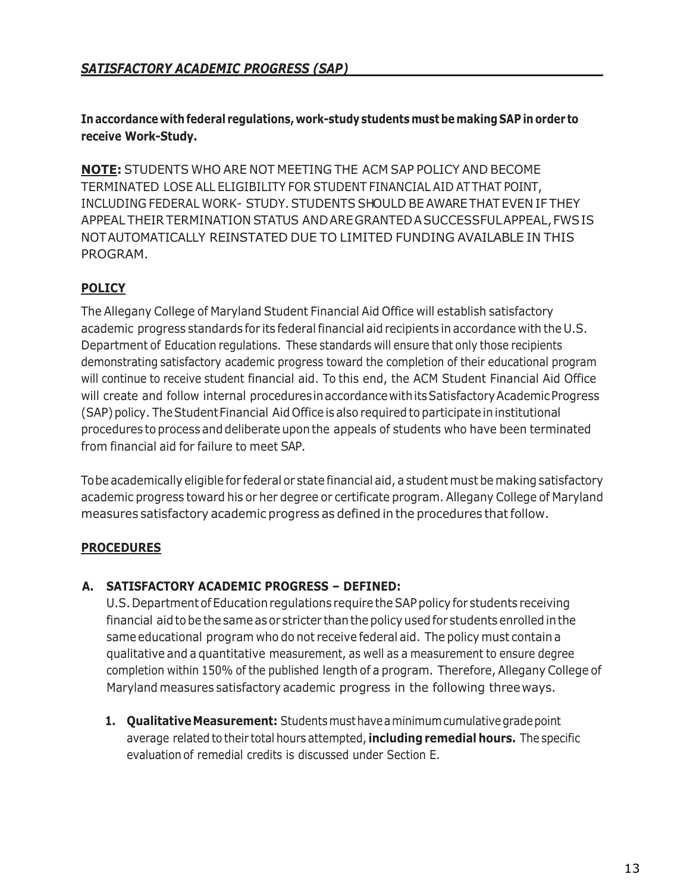## *SATISFACTORY ACADEMIC PROGRESS (SAP)*

**In accordance with federal regulations, work-study students must be making SAP in order to receive Work-Study.**

**NOTE:** STUDENTS WHO ARE NOT MEETING THE ACM SAP POLICY AND BECOME TERMINATED LOSE ALL ELIGIBILITY FOR STUDENT FINANCIAL AID AT THAT POINT, INCLUDING FEDERAL WORK- STUDY. STUDENTS SHOULD BE AWARE THAT EVEN IF THEY APPEAL THEIR TERMINATION STATUS AND ARE GRANTED A SUCCESSFUL APPEAL, FWS IS NOT AUTOMATICALLY REINSTATED DUE TO LIMITED FUNDING AVAILABLE IN THIS PROGRAM.

### POLICY

The Allegany College of Maryland Student Financial Aid Office will establish satisfactory academic progress standards for its federal financial aid recipients in accordance with the U.S. Department of Education regulations. These standards will ensure that only those recipients demonstrating satisfactory academic progress toward the completion of their educational program will continue to receive student financial aid. To this end, the ACM Student Financial Aid Office will create and follow internal procedures in accordance with its Satisfactory Academic Progress (SAP) policy. The Student Financial Aid Office is also required to participate in institutional procedures to process and deliberate upon the appeals of students who have been terminated from financial aid for failure to meet SAP.

To be academically eligible for federal or state financial aid, a student must be making satisfactory academic progress toward his or her degree or certificate program. Allegany College of Maryland measures satisfactory academic progress as defined in the procedures that follow.

### PROCEDURES

**A. SATISFACTORY ACADEMIC PROGRESS – DEFINED:**

U.S. Department of Education regulations require the SAP policy for students receiving financial aid to be the same as or stricter than the policy used for students enrolled in the same educational program who do not receive federal aid. The policy must contain a qualitative and a quantitative measurement, as well as a measurement to ensure degree completion within 150% of the published length of a program. Therefore, Allegany College of Maryland measures satisfactory academic progress in the following three ways.

1. **Qualitative Measurement:** Students must have a minimum cumulative grade point average related to their total hours attempted, **including remedial hours.** The specific evaluation of remedial credits is discussed under Section E.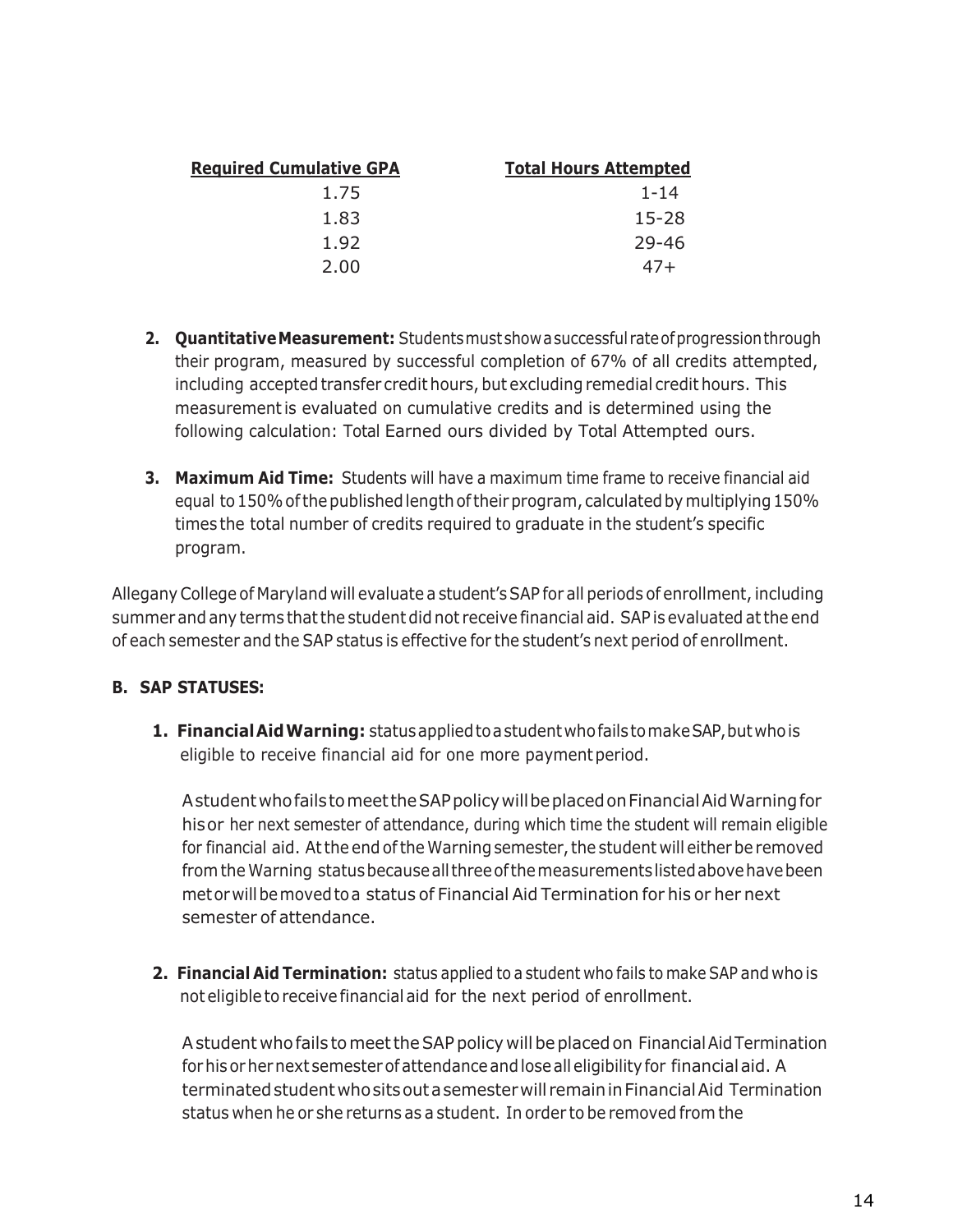| Required Cumulative GPA | Total Hours Attempted |
|---|---|
| 1.75 | 1-14 |
| 1.83 | 15-28 |
| 1.92 | 29-46 |
| 2.00 | 47+ |

2. **Quantitative Measurement:** Students must show a successful rate of progression through their program, measured by successful completion of 67% of all credits attempted, including accepted transfer credit hours, but excluding remedial credit hours. This measurement is evaluated on cumulative credits and is determined using the following calculation: Total Earned ours divided by Total Attempted ours.

3. **Maximum Aid Time:** Students will have a maximum time frame to receive financial aid equal to 150% of the published length of their program, calculated by multiplying 150% times the total number of credits required to graduate in the student's specific program.

Allegany College of Maryland will evaluate a student's SAP for all periods of enrollment, including summer and any terms that the student did not receive financial aid. SAP is evaluated at the end of each semester and the SAP status is effective for the student's next period of enrollment.

**B. SAP STATUSES:**

1. **Financial Aid Warning:** status applied to a student who fails to make SAP, but who is eligible to receive financial aid for one more payment period.

   A student who fails to meet the SAP policy will be placed on Financial Aid Warning for his or her next semester of attendance, during which time the student will remain eligible for financial aid. At the end of the Warning semester, the student will either be removed from the Warning status because all three of the measurements listed above have been met or will be moved to a status of Financial Aid Termination for his or her next semester of attendance.

2. **Financial Aid Termination:** status applied to a student who fails to make SAP and who is not eligible to receive financial aid for the next period of enrollment.

   A student who fails to meet the SAP policy will be placed on Financial Aid Termination for his or her next semester of attendance and lose all eligibility for financial aid. A terminated student who sits out a semester will remain in Financial Aid Termination status when he or she returns as a student. In order to be removed from the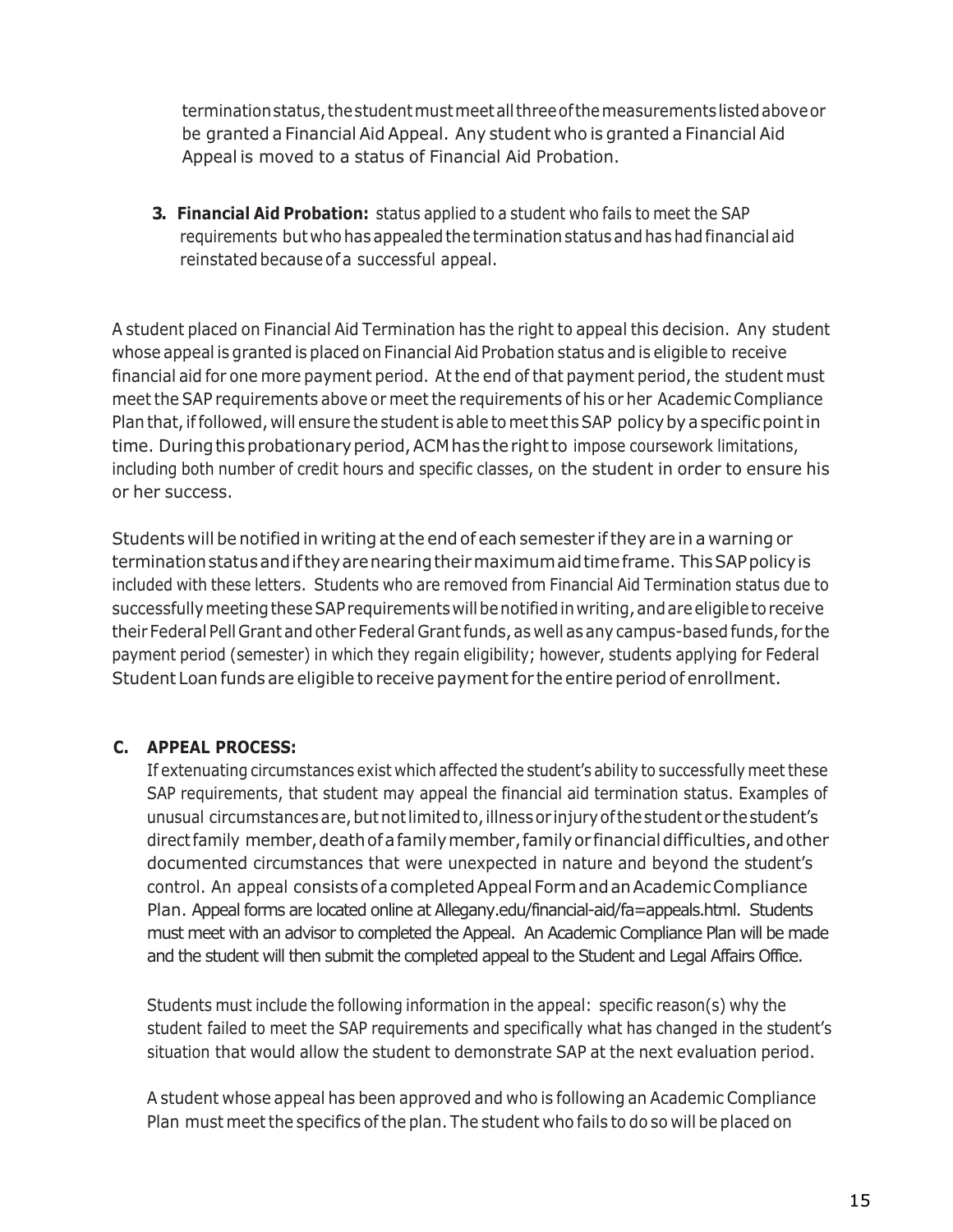termination status, the student must meet all three of the measurements listed above or be granted a Financial Aid Appeal. Any student who is granted a Financial Aid Appeal is moved to a status of Financial Aid Probation.

3. **Financial Aid Probation:** status applied to a student who fails to meet the SAP requirements but who has appealed the termination status and has had financial aid reinstated because of a successful appeal.

A student placed on Financial Aid Termination has the right to appeal this decision. Any student whose appeal is granted is placed on Financial Aid Probation status and is eligible to receive financial aid for one more payment period. At the end of that payment period, the student must meet the SAP requirements above or meet the requirements of his or her Academic Compliance Plan that, if followed, will ensure the student is able to meet this SAP policy by a specific point in time. During this probationary period, ACM has the right to impose coursework limitations, including both number of credit hours and specific classes, on the student in order to ensure his or her success.

Students will be notified in writing at the end of each semester if they are in a warning or termination status and if they are nearing their maximum aid time frame. This SAP policy is included with these letters. Students who are removed from Financial Aid Termination status due to successfully meeting these SAP requirements will be notified in writing, and are eligible to receive their Federal Pell Grant and other Federal Grant funds, as well as any campus-based funds, for the payment period (semester) in which they regain eligibility; however, students applying for Federal Student Loan funds are eligible to receive payment for the entire period of enrollment.

### C. APPEAL PROCESS:

If extenuating circumstances exist which affected the student's ability to successfully meet these SAP requirements, that student may appeal the financial aid termination status. Examples of unusual circumstances are, but not limited to, illness or injury of the student or the student's direct family member, death of a family member, family or financial difficulties, and other documented circumstances that were unexpected in nature and beyond the student's control. An appeal consists of a completed Appeal Form and an Academic Compliance Plan. Appeal forms are located online at Allegany.edu/financial-aid/fa=appeals.html. Students must meet with an advisor to completed the Appeal. An Academic Compliance Plan will be made and the student will then submit the completed appeal to the Student and Legal Affairs Office.

Students must include the following information in the appeal: specific reason(s) why the student failed to meet the SAP requirements and specifically what has changed in the student's situation that would allow the student to demonstrate SAP at the next evaluation period.

A student whose appeal has been approved and who is following an Academic Compliance Plan must meet the specifics of the plan. The student who fails to do so will be placed on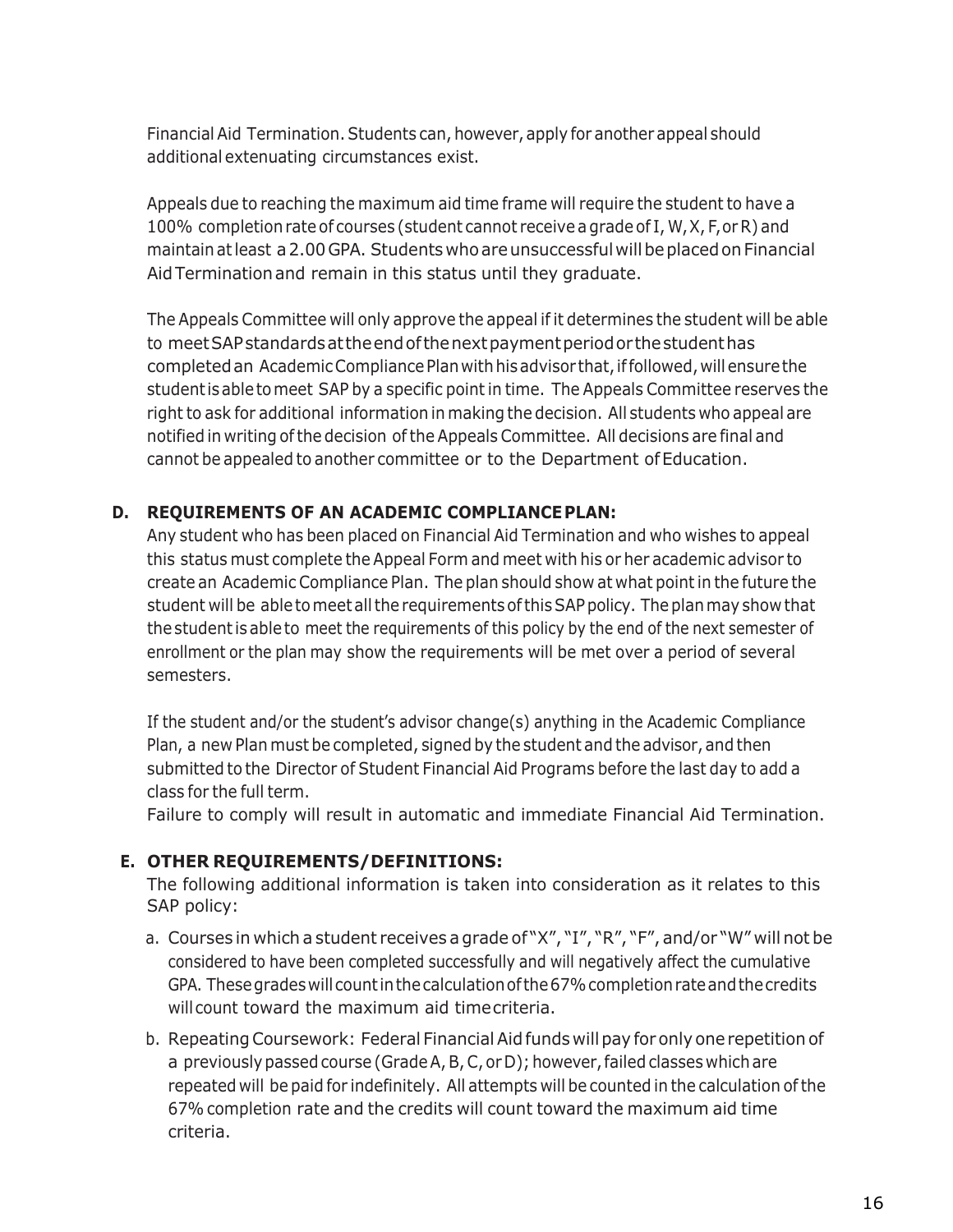Financial Aid Termination. Students can, however, apply for another appeal should additional extenuating circumstances exist.

Appeals due to reaching the maximum aid time frame will require the student to have a 100% completion rate of courses (student cannot receive a grade of I, W, X, F, or R) and maintain at least a 2.00 GPA. Students who are unsuccessful will be placed on Financial Aid Termination and remain in this status until they graduate.

The Appeals Committee will only approve the appeal if it determines the student will be able to meet SAP standards at the end of the next payment period or the student has completed an Academic Compliance Plan with his advisor that, if followed, will ensure the student is able to meet SAP by a specific point in time. The Appeals Committee reserves the right to ask for additional information in making the decision. All students who appeal are notified in writing of the decision of the Appeals Committee. All decisions are final and cannot be appealed to another committee or to the Department of Education.

**D. REQUIREMENTS OF AN ACADEMIC COMPLIANCE PLAN:**

Any student who has been placed on Financial Aid Termination and who wishes to appeal this status must complete the Appeal Form and meet with his or her academic advisor to create an Academic Compliance Plan. The plan should show at what point in the future the student will be able to meet all the requirements of this SAP policy. The plan may show that the student is able to meet the requirements of this policy by the end of the next semester of enrollment or the plan may show the requirements will be met over a period of several semesters.

If the student and/or the student's advisor change(s) anything in the Academic Compliance Plan, a new Plan must be completed, signed by the student and the advisor, and then submitted to the Director of Student Financial Aid Programs before the last day to add a class for the full term.

Failure to comply will result in automatic and immediate Financial Aid Termination.

**E. OTHER REQUIREMENTS/DEFINITIONS:**

The following additional information is taken into consideration as it relates to this SAP policy:

a. Courses in which a student receives a grade of "X", "I", "R", "F", and/or "W" will not be considered to have been completed successfully and will negatively affect the cumulative GPA. These grades will count in the calculation of the 67% completion rate and the credits will count toward the maximum aid time criteria.

b. Repeating Coursework: Federal Financial Aid funds will pay for only one repetition of a previously passed course (Grade A, B, C, or D); however, failed classes which are repeated will be paid for indefinitely. All attempts will be counted in the calculation of the 67% completion rate and the credits will count toward the maximum aid time criteria.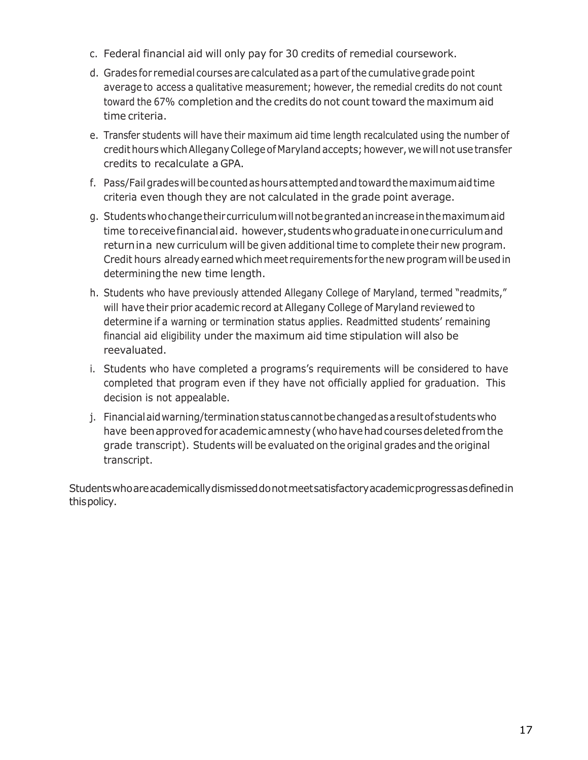c. Federal financial aid will only pay for 30 credits of remedial coursework.

d. Grades for remedial courses are calculated as a part of the cumulative grade point average to access a qualitative measurement; however, the remedial credits do not count toward the 67% completion and the credits do not count toward the maximum aid time criteria.

e. Transfer students will have their maximum aid time length recalculated using the number of credit hours which Allegany College of Maryland accepts; however, we will not use transfer credits to recalculate a GPA.

f. Pass/Fail grades will be counted as hours attempted and toward the maximum aid time criteria even though they are not calculated in the grade point average.

g. Students who change their curriculum will not be granted an increase in the maximum aid time to receive financial aid. however, students who graduate in one curriculum and return in a new curriculum will be given additional time to complete their new program. Credit hours already earned which meet requirements for the new program will be used in determining the new time length.

h. Students who have previously attended Allegany College of Maryland, termed "readmits," will have their prior academic record at Allegany College of Maryland reviewed to determine if a warning or termination status applies. Readmitted students' remaining financial aid eligibility under the maximum aid time stipulation will also be reevaluated.

i. Students who have completed a programs's requirements will be considered to have completed that program even if they have not officially applied for graduation. This decision is not appealable.

j. Financial aid warning/termination status cannot be changed as a result of students who have been approved for academic amnesty (who have had courses deleted from the grade transcript). Students will be evaluated on the original grades and the original transcript.

Students who are academically dismissed do not meet satisfactory academic progress as defined in this policy.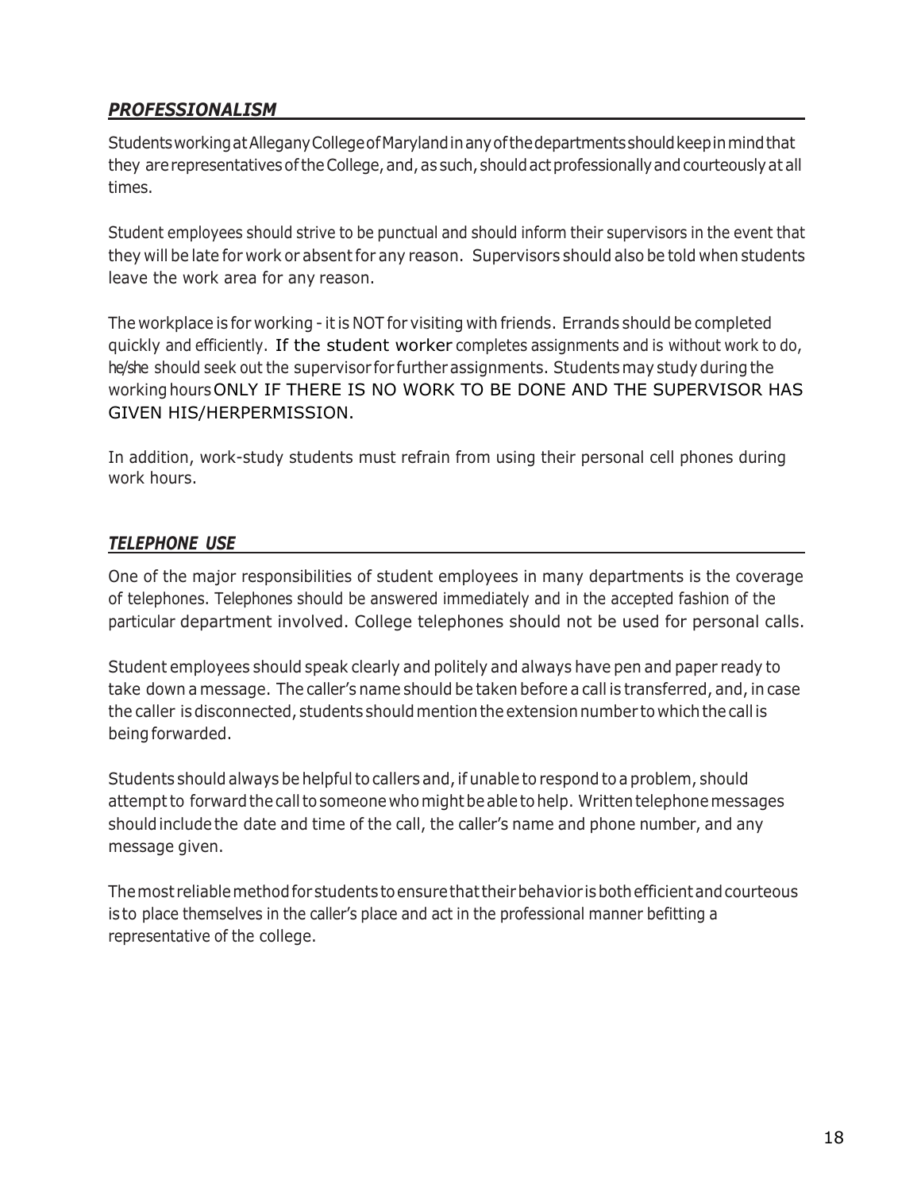## ***PROFESSIONALISM***

Students working at Allegany College of Maryland in any of the departments should keep in mind that they are representatives of the College, and, as such, should act professionally and courteously at all times.

Student employees should strive to be punctual and should inform their supervisors in the event that they will be late for work or absent for any reason. Supervisors should also be told when students leave the work area for any reason.

The workplace is for working - it is NOT for visiting with friends. Errands should be completed quickly and efficiently. If the student worker completes assignments and is without work to do, he/she should seek out the supervisor for further assignments. Students may study during the working hours ONLY IF THERE IS NO WORK TO BE DONE AND THE SUPERVISOR HAS GIVEN HIS/HERPERMISSION.

In addition, work-study students must refrain from using their personal cell phones during work hours.

## ***TELEPHONE USE***

One of the major responsibilities of student employees in many departments is the coverage of telephones. Telephones should be answered immediately and in the accepted fashion of the particular department involved. College telephones should not be used for personal calls.

Student employees should speak clearly and politely and always have pen and paper ready to take down a message. The caller's name should be taken before a call is transferred, and, in case the caller is disconnected, students should mention the extension number to which the call is being forwarded.

Students should always be helpful to callers and, if unable to respond to a problem, should attempt to forward the call to someone who might be able to help. Written telephone messages should include the date and time of the call, the caller's name and phone number, and any message given.

The most reliable method for students to ensure that their behavior is both efficient and courteous is to place themselves in the caller's place and act in the professional manner befitting a representative of the college.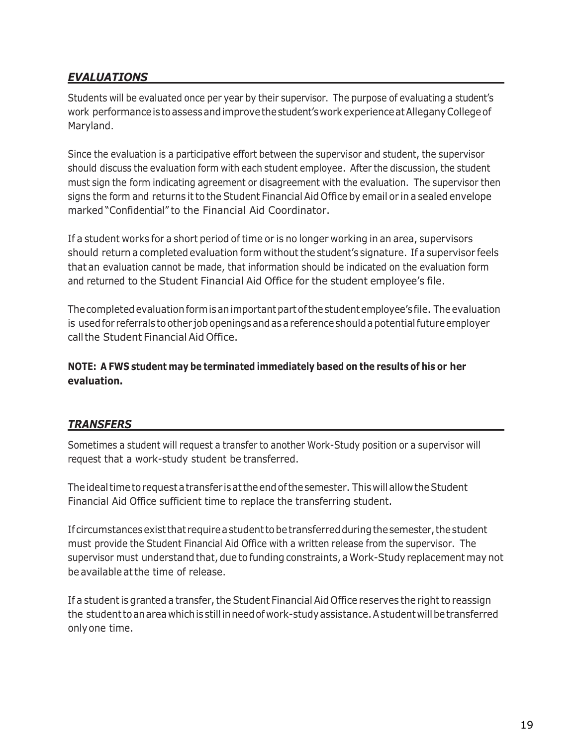## *EVALUATIONS*

Students will be evaluated once per year by their supervisor. The purpose of evaluating a student's work performance is to assess and improve the student's work experience at Allegany College of Maryland.

Since the evaluation is a participative effort between the supervisor and student, the supervisor should discuss the evaluation form with each student employee. After the discussion, the student must sign the form indicating agreement or disagreement with the evaluation. The supervisor then signs the form and returns it to the Student Financial Aid Office by email or in a sealed envelope marked "Confidential" to the Financial Aid Coordinator.

If a student works for a short period of time or is no longer working in an area, supervisors should return a completed evaluation form without the student's signature. If a supervisor feels that an evaluation cannot be made, that information should be indicated on the evaluation form and returned to the Student Financial Aid Office for the student employee's file.

The completed evaluation form is an important part of the student employee's file. The evaluation is used for referrals to other job openings and as a reference should a potential future employer call the Student Financial Aid Office.

**NOTE: A FWS student may be terminated immediately based on the results of his or her evaluation.**

## *TRANSFERS*

Sometimes a student will request a transfer to another Work-Study position or a supervisor will request that a work-study student be transferred.

The ideal time to request a transfer is at the end of the semester. This will allow the Student Financial Aid Office sufficient time to replace the transferring student.

If circumstances exist that require a student to be transferred during the semester, the student must provide the Student Financial Aid Office with a written release from the supervisor. The supervisor must understand that, due to funding constraints, a Work-Study replacement may not be available at the time of release.

If a student is granted a transfer, the Student Financial Aid Office reserves the right to reassign the student to an area which is still in need of work-study assistance. A student will be transferred only one time.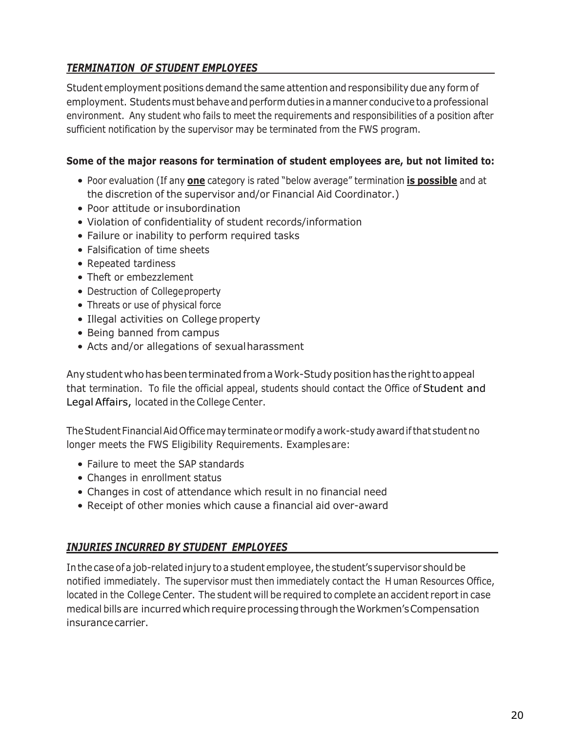## ***TERMINATION OF STUDENT EMPLOYEES***

Student employment positions demand the same attention and responsibility due any form of employment. Students must behave and perform duties in a manner conducive to a professional environment. Any student who fails to meet the requirements and responsibilities of a position after sufficient notification by the supervisor may be terminated from the FWS program.

**Some of the major reasons for termination of student employees are, but not limited to:**

- Poor evaluation (If any **<u>one</u>** category is rated "below average" termination **<u>is possible</u>** and at the discretion of the supervisor and/or Financial Aid Coordinator.)
- Poor attitude or insubordination
- Violation of confidentiality of student records/information
- Failure or inability to perform required tasks
- Falsification of time sheets
- Repeated tardiness
- Theft or embezzlement
- Destruction of College property
- Threats or use of physical force
- Illegal activities on College property
- Being banned from campus
- Acts and/or allegations of sexual harassment

Any student who has been terminated from a Work-Study position has the right to appeal that termination. To file the official appeal, students should contact the Office of Student and Legal Affairs, located in the College Center.

The Student Financial Aid Office may terminate or modify a work-study award if that student no longer meets the FWS Eligibility Requirements. Examples are:

- Failure to meet the SAP standards
- Changes in enrollment status
- Changes in cost of attendance which result in no financial need
- Receipt of other monies which cause a financial aid over-award

## ***INJURIES INCURRED BY STUDENT EMPLOYEES***

In the case of a job-related injury to a student employee, the student's supervisor should be notified immediately. The supervisor must then immediately contact the Human Resources Office, located in the College Center. The student will be required to complete an accident report in case medical bills are incurred which require processing through the Workmen's Compensation insurance carrier.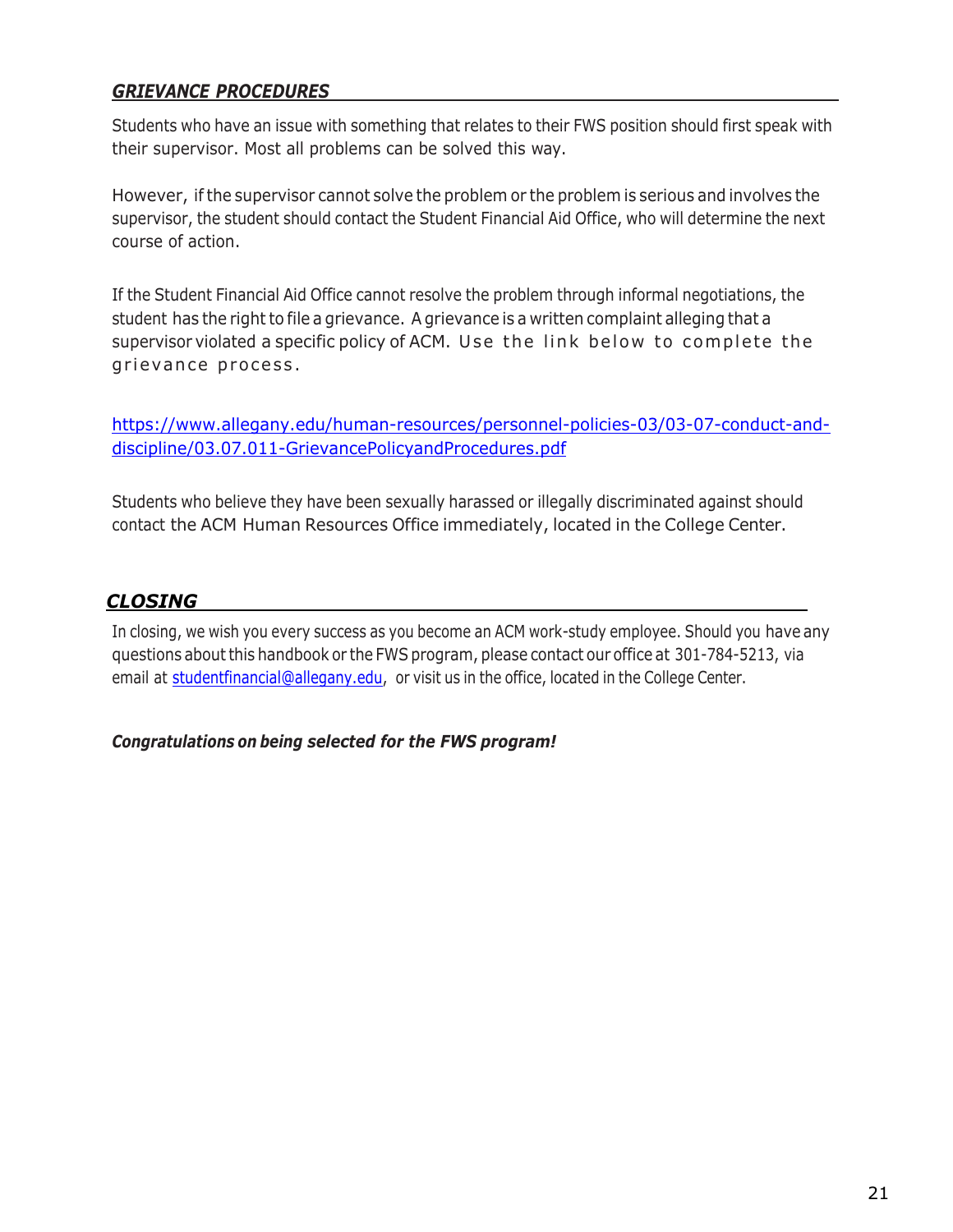## *GRIEVANCE PROCEDURES*

Students who have an issue with something that relates to their FWS position should first speak with their supervisor. Most all problems can be solved this way.

However, if the supervisor cannot solve the problem or the problem is serious and involves the supervisor, the student should contact the Student Financial Aid Office, who will determine the next course of action.

If the Student Financial Aid Office cannot resolve the problem through informal negotiations, the student has the right to file a grievance. A grievance is a written complaint alleging that a supervisor violated a specific policy of ACM. Use the link below to complete the grievance process.

https://www.allegany.edu/human-resources/personnel-policies-03/03-07-conduct-and-discipline/03.07.011-GrievancePolicyandProcedures.pdf

Students who believe they have been sexually harassed or illegally discriminated against should contact the ACM Human Resources Office immediately, located in the College Center.

## *CLOSING*

In closing, we wish you every success as you become an ACM work-study employee. Should you have any questions about this handbook or the FWS program, please contact our office at 301-784-5213, via email at studentfinancial@allegany.edu, or visit us in the office, located in the College Center.

***Congratulations on being selected for the FWS program!***